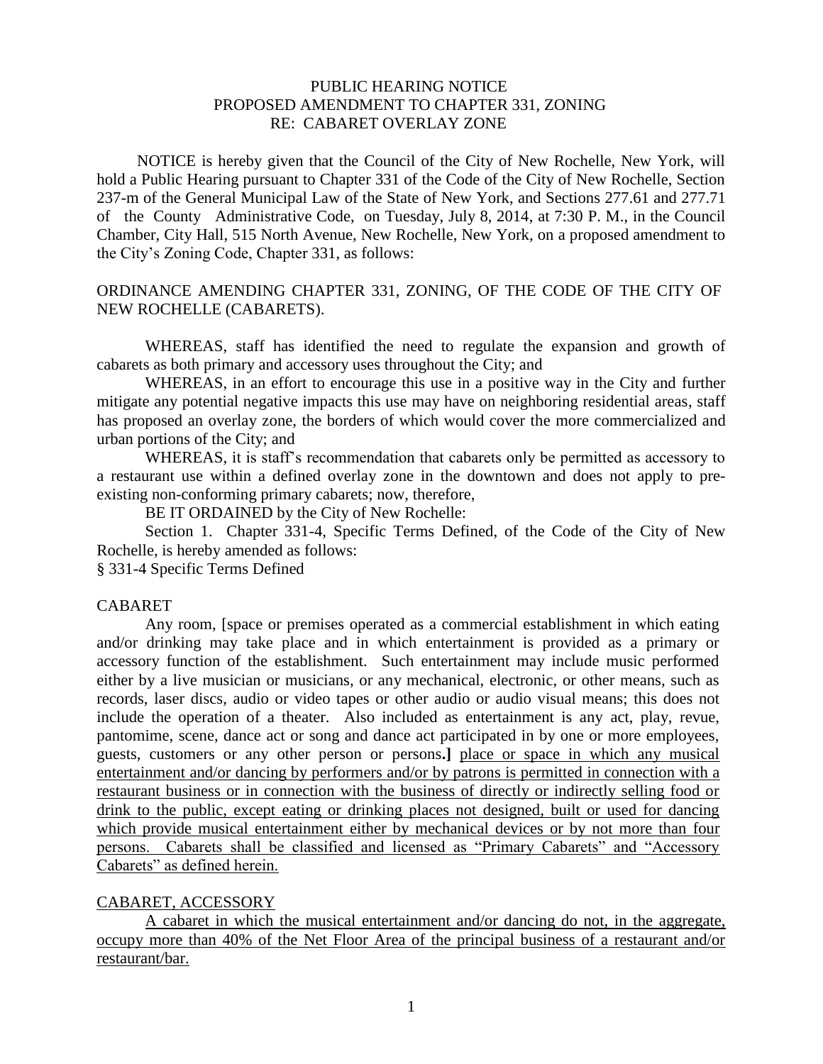PUBLIC HEARING NOTICE
PROPOSED AMENDMENT TO CHAPTER 331, ZONING
RE: CABARET OVERLAY ZONE

NOTICE is hereby given that the Council of the City of New Rochelle, New York, will hold a Public Hearing pursuant to Chapter 331 of the Code of the City of New Rochelle, Section 237-m of the General Municipal Law of the State of New York, and Sections 277.61 and 277.71 of the County Administrative Code, on Tuesday, July 8, 2014, at 7:30 P. M., in the Council Chamber, City Hall, 515 North Avenue, New Rochelle, New York, on a proposed amendment to the City's Zoning Code, Chapter 331, as follows:

ORDINANCE AMENDING CHAPTER 331, ZONING, OF THE CODE OF THE CITY OF NEW ROCHELLE (CABARETS).

WHEREAS, staff has identified the need to regulate the expansion and growth of cabarets as both primary and accessory uses throughout the City; and

WHEREAS, in an effort to encourage this use in a positive way in the City and further mitigate any potential negative impacts this use may have on neighboring residential areas, staff has proposed an overlay zone, the borders of which would cover the more commercialized and urban portions of the City; and

WHEREAS, it is staff's recommendation that cabarets only be permitted as accessory to a restaurant use within a defined overlay zone in the downtown and does not apply to pre-existing non-conforming primary cabarets; now, therefore,

BE IT ORDAINED by the City of New Rochelle:

Section 1. Chapter 331-4, Specific Terms Defined, of the Code of the City of New Rochelle, is hereby amended as follows:

§ 331-4 Specific Terms Defined

CABARET

Any room, [space or premises operated as a commercial establishment in which eating and/or drinking may take place and in which entertainment is provided as a primary or accessory function of the establishment. Such entertainment may include music performed either by a live musician or musicians, or any mechanical, electronic, or other means, such as records, laser discs, audio or video tapes or other audio or audio visual means; this does not include the operation of a theater. Also included as entertainment is any act, play, revue, pantomime, scene, dance act or song and dance act participated in by one or more employees, guests, customers or any other person or persons**.]** <u>place or space in which any musical entertainment and/or dancing by performers and/or by patrons is permitted in connection with a restaurant business or in connection with the business of directly or indirectly selling food or drink to the public, except eating or drinking places not designed, built or used for dancing which provide musical entertainment either by mechanical devices or by not more than four persons. Cabarets shall be classified and licensed as "Primary Cabarets" and "Accessory Cabarets" as defined herein.</u>

<u>CABARET, ACCESSORY</u>

<u>A cabaret in which the musical entertainment and/or dancing do not, in the aggregate, occupy more than 40% of the Net Floor Area of the principal business of a restaurant and/or restaurant/bar.</u>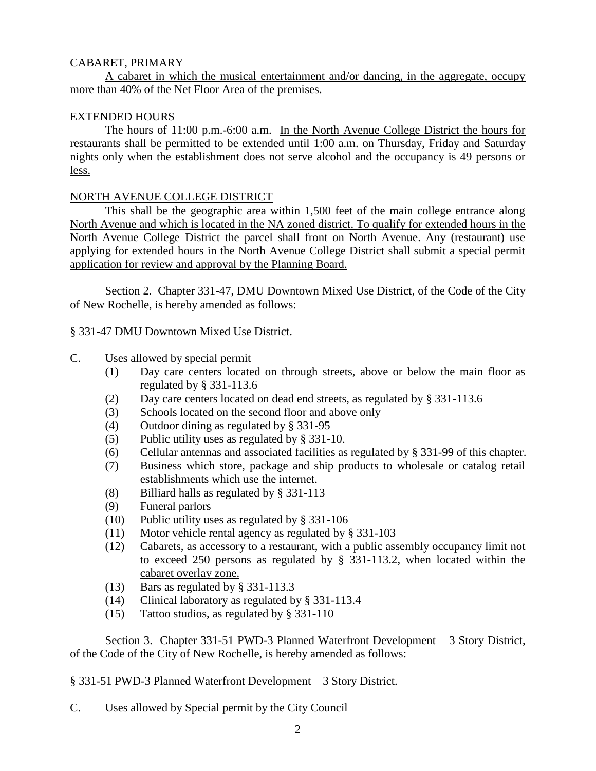<u>CABARET, PRIMARY</u>

<u>A cabaret in which the musical entertainment and/or dancing, in the aggregate, occupy more than 40% of the Net Floor Area of the premises.</u>

EXTENDED HOURS

The hours of 11:00 p.m.-6:00 a.m. <u>In the North Avenue College District the hours for restaurants shall be permitted to be extended until 1:00 a.m. on Thursday, Friday and Saturday nights only when the establishment does not serve alcohol and the occupancy is 49 persons or less.</u>

<u>NORTH AVENUE COLLEGE DISTRICT</u>

<u>This shall be the geographic area within 1,500 feet of the main college entrance along North Avenue and which is located in the NA zoned district. To qualify for extended hours in the North Avenue College District the parcel shall front on North Avenue. Any (restaurant) use applying for extended hours in the North Avenue College District shall submit a special permit application for review and approval by the Planning Board.</u>

Section 2. Chapter 331-47, DMU Downtown Mixed Use District, of the Code of the City of New Rochelle, is hereby amended as follows:

§ 331-47 DMU Downtown Mixed Use District.

C. Uses allowed by special permit
   (1) Day care centers located on through streets, above or below the main floor as regulated by § 331-113.6
   (2) Day care centers located on dead end streets, as regulated by § 331-113.6
   (3) Schools located on the second floor and above only
   (4) Outdoor dining as regulated by § 331-95
   (5) Public utility uses as regulated by § 331-10.
   (6) Cellular antennas and associated facilities as regulated by § 331-99 of this chapter.
   (7) Business which store, package and ship products to wholesale or catalog retail establishments which use the internet.
   (8) Billiard halls as regulated by § 331-113
   (9) Funeral parlors
   (10) Public utility uses as regulated by § 331-106
   (11) Motor vehicle rental agency as regulated by § 331-103
   (12) Cabarets, <u>as accessory to a restaurant,</u> with a public assembly occupancy limit not to exceed 250 persons as regulated by § 331-113.2, <u>when located within the cabaret overlay zone.</u>
   (13) Bars as regulated by § 331-113.3
   (14) Clinical laboratory as regulated by § 331-113.4
   (15) Tattoo studios, as regulated by § 331-110

Section 3. Chapter 331-51 PWD-3 Planned Waterfront Development – 3 Story District, of the Code of the City of New Rochelle, is hereby amended as follows:

§ 331-51 PWD-3 Planned Waterfront Development – 3 Story District.

C. Uses allowed by Special permit by the City Council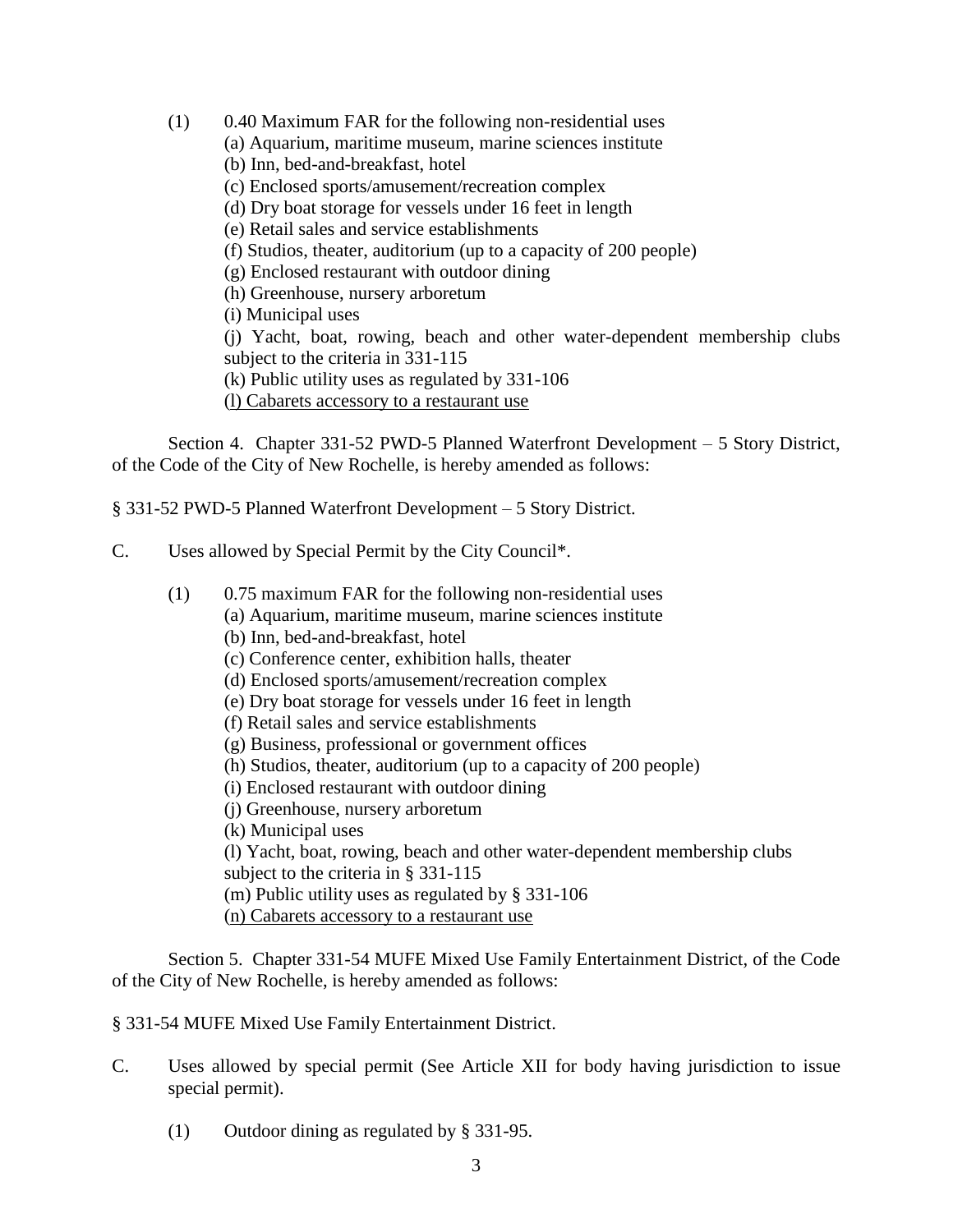(1) 0.40 Maximum FAR for the following non-residential uses

(a) Aquarium, maritime museum, marine sciences institute

(b) Inn, bed-and-breakfast, hotel

(c) Enclosed sports/amusement/recreation complex

(d) Dry boat storage for vessels under 16 feet in length

(e) Retail sales and service establishments

(f) Studios, theater, auditorium (up to a capacity of 200 people)

(g) Enclosed restaurant with outdoor dining

(h) Greenhouse, nursery arboretum

(i) Municipal uses

(j) Yacht, boat, rowing, beach and other water-dependent membership clubs subject to the criteria in 331-115

(k) Public utility uses as regulated by 331-106

<u>(l) Cabarets accessory to a restaurant use</u>

Section 4. Chapter 331-52 PWD-5 Planned Waterfront Development – 5 Story District, of the Code of the City of New Rochelle, is hereby amended as follows:

§ 331-52 PWD-5 Planned Waterfront Development – 5 Story District.

C. Uses allowed by Special Permit by the City Council*.

(1) 0.75 maximum FAR for the following non-residential uses

(a) Aquarium, maritime museum, marine sciences institute

(b) Inn, bed-and-breakfast, hotel

(c) Conference center, exhibition halls, theater

(d) Enclosed sports/amusement/recreation complex

(e) Dry boat storage for vessels under 16 feet in length

(f) Retail sales and service establishments

(g) Business, professional or government offices

(h) Studios, theater, auditorium (up to a capacity of 200 people)

(i) Enclosed restaurant with outdoor dining

(j) Greenhouse, nursery arboretum

(k) Municipal uses

(l) Yacht, boat, rowing, beach and other water-dependent membership clubs subject to the criteria in § 331-115

(m) Public utility uses as regulated by § 331-106

<u>(n) Cabarets accessory to a restaurant use</u>

Section 5. Chapter 331-54 MUFE Mixed Use Family Entertainment District, of the Code of the City of New Rochelle, is hereby amended as follows:

§ 331-54 MUFE Mixed Use Family Entertainment District.

C. Uses allowed by special permit (See Article XII for body having jurisdiction to issue special permit).

(1) Outdoor dining as regulated by § 331-95.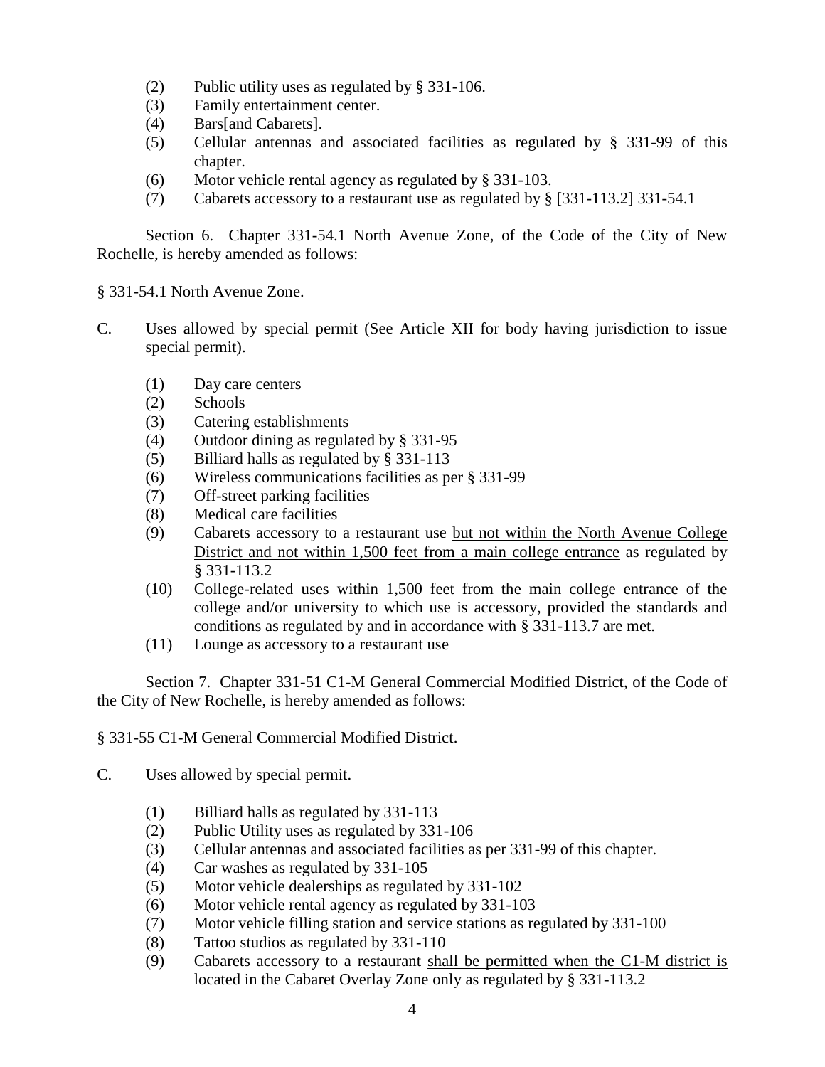(2) Public utility uses as regulated by § 331-106.
(3) Family entertainment center.
(4) Bars[and Cabarets].
(5) Cellular antennas and associated facilities as regulated by § 331-99 of this chapter.
(6) Motor vehicle rental agency as regulated by § 331-103.
(7) Cabarets accessory to a restaurant use as regulated by § [331-113.2] <u>331-54.1</u>

Section 6. Chapter 331-54.1 North Avenue Zone, of the Code of the City of New Rochelle, is hereby amended as follows:

§ 331-54.1 North Avenue Zone.

C. Uses allowed by special permit (See Article XII for body having jurisdiction to issue special permit).

(1) Day care centers
(2) Schools
(3) Catering establishments
(4) Outdoor dining as regulated by § 331-95
(5) Billiard halls as regulated by § 331-113
(6) Wireless communications facilities as per § 331-99
(7) Off-street parking facilities
(8) Medical care facilities
(9) Cabarets accessory to a restaurant use <u>but not within the North Avenue College District and not within 1,500 feet from a main college entrance</u> as regulated by § 331-113.2
(10) College-related uses within 1,500 feet from the main college entrance of the college and/or university to which use is accessory, provided the standards and conditions as regulated by and in accordance with § 331-113.7 are met.
(11) Lounge as accessory to a restaurant use

Section 7. Chapter 331-51 C1-M General Commercial Modified District, of the Code of the City of New Rochelle, is hereby amended as follows:

§ 331-55 C1-M General Commercial Modified District.

C. Uses allowed by special permit.

(1) Billiard halls as regulated by 331-113
(2) Public Utility uses as regulated by 331-106
(3) Cellular antennas and associated facilities as per 331-99 of this chapter.
(4) Car washes as regulated by 331-105
(5) Motor vehicle dealerships as regulated by 331-102
(6) Motor vehicle rental agency as regulated by 331-103
(7) Motor vehicle filling station and service stations as regulated by 331-100
(8) Tattoo studios as regulated by 331-110
(9) Cabarets accessory to a restaurant <u>shall be permitted when the C1-M district is located in the Cabaret Overlay Zone</u> only as regulated by § 331-113.2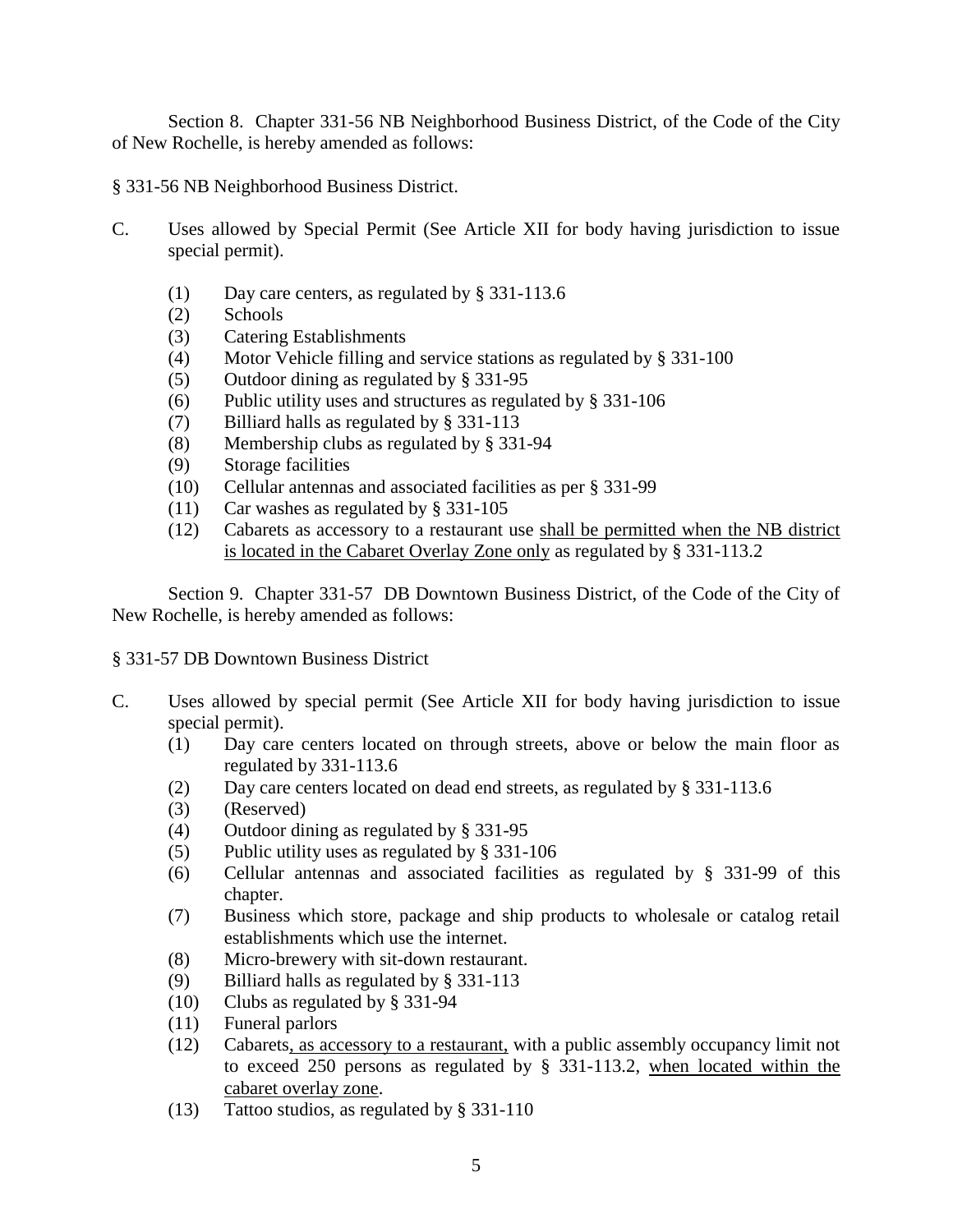Section 8. Chapter 331-56 NB Neighborhood Business District, of the Code of the City of New Rochelle, is hereby amended as follows:

§ 331-56 NB Neighborhood Business District.

C. Uses allowed by Special Permit (See Article XII for body having jurisdiction to issue special permit).

(1) Day care centers, as regulated by § 331-113.6
(2) Schools
(3) Catering Establishments
(4) Motor Vehicle filling and service stations as regulated by § 331-100
(5) Outdoor dining as regulated by § 331-95
(6) Public utility uses and structures as regulated by § 331-106
(7) Billiard halls as regulated by § 331-113
(8) Membership clubs as regulated by § 331-94
(9) Storage facilities
(10) Cellular antennas and associated facilities as per § 331-99
(11) Car washes as regulated by § 331-105
(12) Cabarets as accessory to a restaurant use <u>shall be permitted when the NB district is located in the Cabaret Overlay Zone only</u> as regulated by § 331-113.2

Section 9. Chapter 331-57 DB Downtown Business District, of the Code of the City of New Rochelle, is hereby amended as follows:

§ 331-57 DB Downtown Business District

C. Uses allowed by special permit (See Article XII for body having jurisdiction to issue special permit).

(1) Day care centers located on through streets, above or below the main floor as regulated by 331-113.6
(2) Day care centers located on dead end streets, as regulated by § 331-113.6
(3) (Reserved)
(4) Outdoor dining as regulated by § 331-95
(5) Public utility uses as regulated by § 331-106
(6) Cellular antennas and associated facilities as regulated by § 331-99 of this chapter.
(7) Business which store, package and ship products to wholesale or catalog retail establishments which use the internet.
(8) Micro-brewery with sit-down restaurant.
(9) Billiard halls as regulated by § 331-113
(10) Clubs as regulated by § 331-94
(11) Funeral parlors
(12) Cabarets<u>, as accessory to a restaurant,</u> with a public assembly occupancy limit not to exceed 250 persons as regulated by § 331-113.2, <u>when located within the cabaret overlay zone</u>.
(13) Tattoo studios, as regulated by § 331-110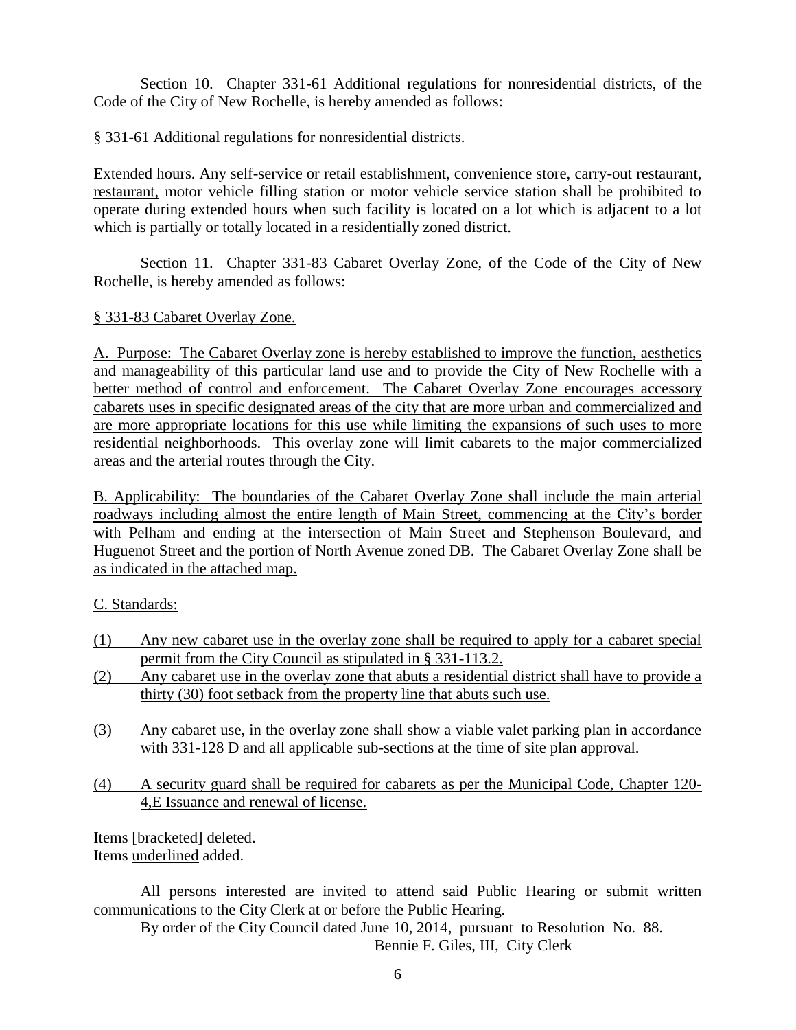Section 10. Chapter 331-61 Additional regulations for nonresidential districts, of the Code of the City of New Rochelle, is hereby amended as follows:

§ 331-61 Additional regulations for nonresidential districts.

Extended hours. Any self-service or retail establishment, convenience store, carry-out restaurant, <u>restaurant,</u> motor vehicle filling station or motor vehicle service station shall be prohibited to operate during extended hours when such facility is located on a lot which is adjacent to a lot which is partially or totally located in a residentially zoned district.

Section 11. Chapter 331-83 Cabaret Overlay Zone, of the Code of the City of New Rochelle, is hereby amended as follows:

<u>§ 331-83 Cabaret Overlay Zone.</u>

<u>A. Purpose: The Cabaret Overlay zone is hereby established to improve the function, aesthetics and manageability of this particular land use and to provide the City of New Rochelle with a better method of control and enforcement. The Cabaret Overlay Zone encourages accessory cabarets uses in specific designated areas of the city that are more urban and commercialized and are more appropriate locations for this use while limiting the expansions of such uses to more residential neighborhoods. This overlay zone will limit cabarets to the major commercialized areas and the arterial routes through the City.</u>

<u>B. Applicability: The boundaries of the Cabaret Overlay Zone shall include the main arterial roadways including almost the entire length of Main Street, commencing at the City's border with Pelham and ending at the intersection of Main Street and Stephenson Boulevard, and Huguenot Street and the portion of North Avenue zoned DB. The Cabaret Overlay Zone shall be as indicated in the attached map.</u>

<u>C. Standards:</u>

<u>(1) Any new cabaret use in the overlay zone shall be required to apply for a cabaret special permit from the City Council as stipulated in § 331-113.2.</u>

<u>(2) Any cabaret use in the overlay zone that abuts a residential district shall have to provide a thirty (30) foot setback from the property line that abuts such use.</u>

<u>(3) Any cabaret use, in the overlay zone shall show a viable valet parking plan in accordance with 331-128 D and all applicable sub-sections at the time of site plan approval.</u>

<u>(4) A security guard shall be required for cabarets as per the Municipal Code, Chapter 120-4,E Issuance and renewal of license.</u>

Items [bracketed] deleted.
Items <u>underlined</u> added.

All persons interested are invited to attend said Public Hearing or submit written communications to the City Clerk at or before the Public Hearing.

By order of the City Council dated June 10, 2014, pursuant to Resolution No. 88.

Bennie F. Giles, III, City Clerk